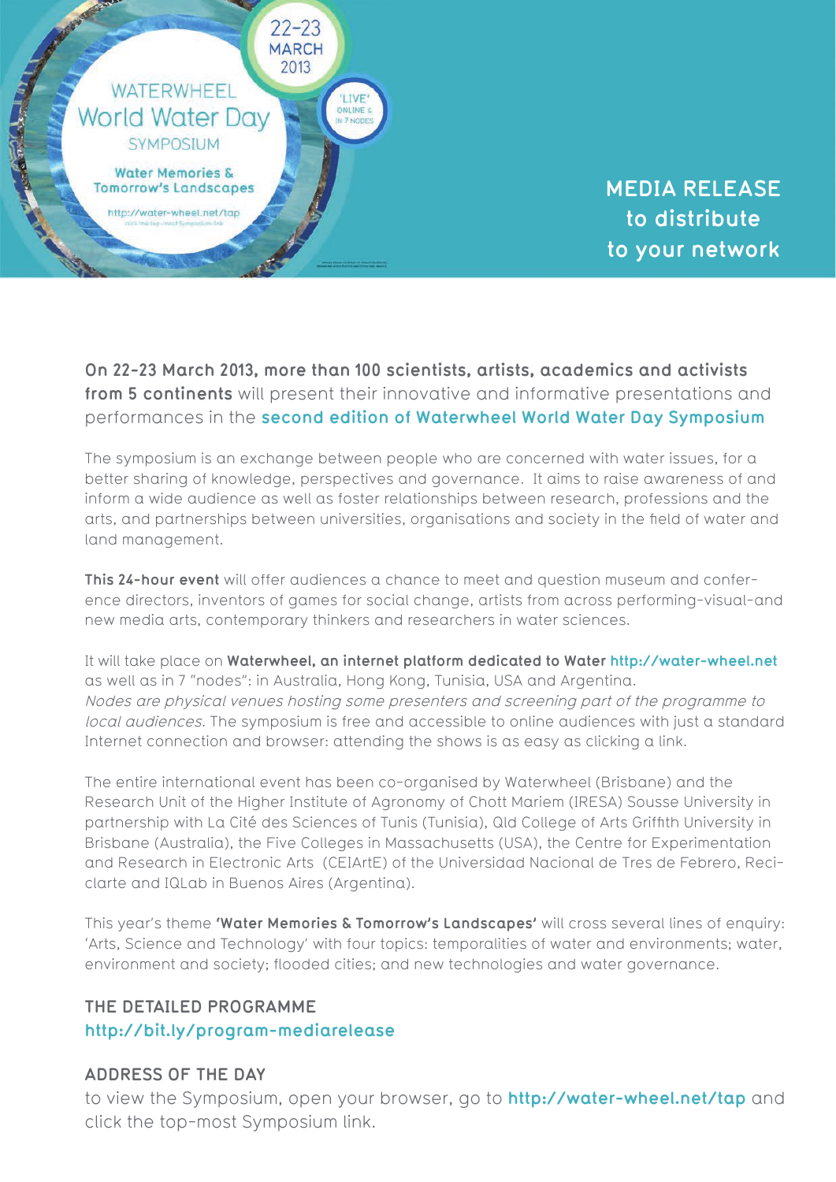22-23 MARCH 2013

WATERWHEEL
# World Water Day
SYMPOSIUM

**Water Memories & Tomorrow's Landscapes**

http://water-wheel.net/tap

'LIVE' ONLINE & IN 7 NODES

## MEDIA RELEASE to distribute to your network

**On 22-23 March 2013, more than 100 scientists, artists, academics and activists from 5 continents** will present their innovative and informative presentations and performances in the **second edition of Waterwheel World Water Day Symposium**

The symposium is an exchange between people who are concerned with water issues, for a better sharing of knowledge, perspectives and governance. It aims to raise awareness of and inform a wide audience as well as foster relationships between research, professions and the arts, and partnerships between universities, organisations and society in the field of water and land management.

**This 24-hour event** will offer audiences a chance to meet and question museum and conference directors, inventors of games for social change, artists from across performing-visual-and new media arts, contemporary thinkers and researchers in water sciences.

It will take place on **Waterwheel, an internet platform dedicated to Water** http://water-wheel.net as well as in 7 "nodes": in Australia, Hong Kong, Tunisia, USA and Argentina. *Nodes are physical venues hosting some presenters and screening part of the programme to local audiences.* The symposium is free and accessible to online audiences with just a standard Internet connection and browser: attending the shows is as easy as clicking a link.

The entire international event has been co-organised by Waterwheel (Brisbane) and the Research Unit of the Higher Institute of Agronomy of Chott Mariem (IRESA) Sousse University in partnership with La Cité des Sciences of Tunis (Tunisia), Qld College of Arts Griffith University in Brisbane (Australia), the Five Colleges in Massachusetts (USA), the Centre for Experimentation and Research in Electronic Arts (CEIArtE) of the Universidad Nacional de Tres de Febrero, Reciclarte and IQLab in Buenos Aires (Argentina).

This year's theme **'Water Memories & Tomorrow's Landscapes'** will cross several lines of enquiry: 'Arts, Science and Technology' with four topics: temporalities of water and environments; water, environment and society; flooded cities; and new technologies and water governance.

### THE DETAILED PROGRAMME
http://bit.ly/program-mediarelease

### ADDRESS OF THE DAY
to view the Symposium, open your browser, go to **http://water-wheel.net/tap** and click the top-most Symposium link.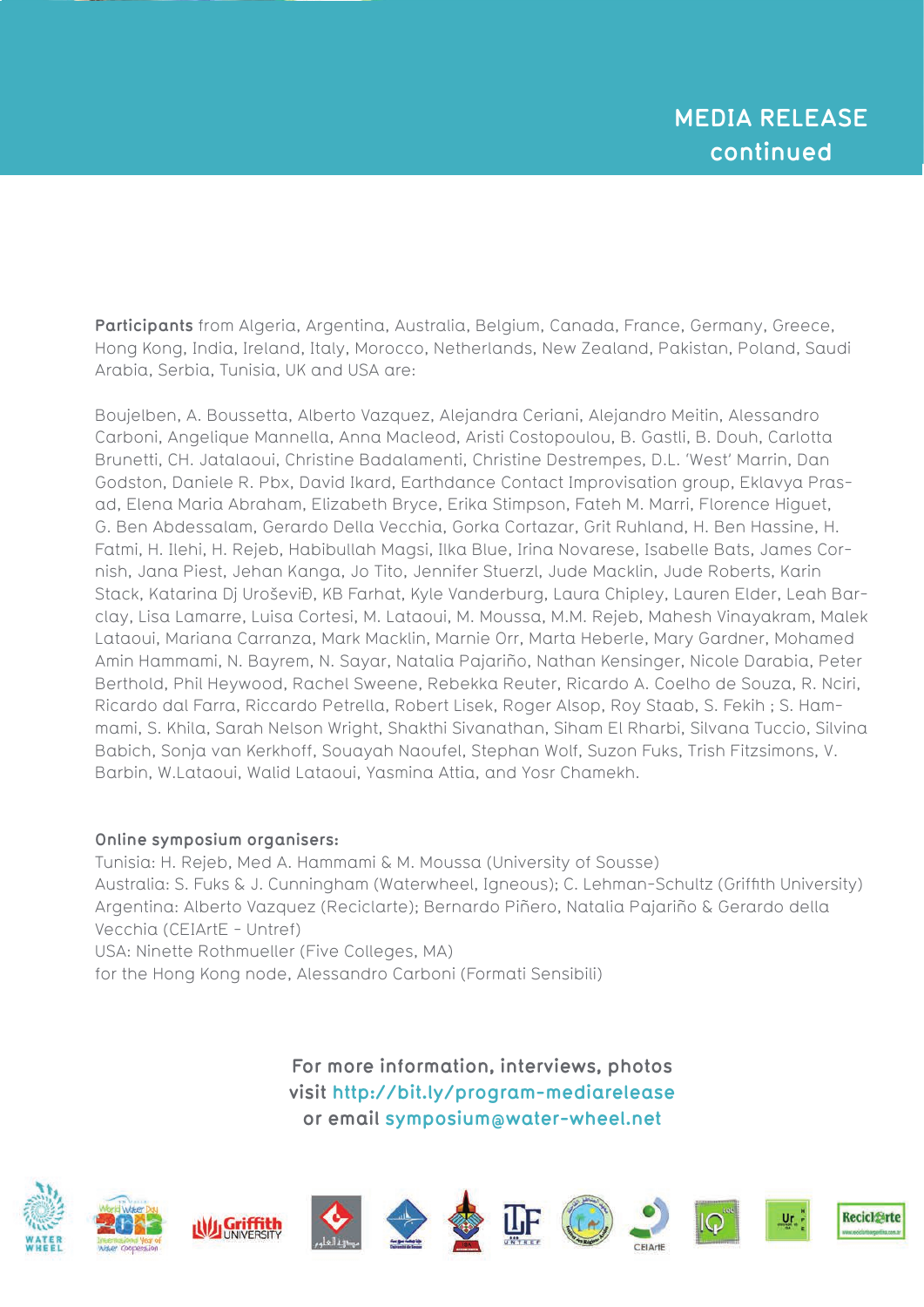## MEDIA RELEASE continued

**Participants** from Algeria, Argentina, Australia, Belgium, Canada, France, Germany, Greece, Hong Kong, India, Ireland, Italy, Morocco, Netherlands, New Zealand, Pakistan, Poland, Saudi Arabia, Serbia, Tunisia, UK and USA are:

Boujelben, A. Boussetta, Alberto Vazquez, Alejandra Ceriani, Alejandro Meitin, Alessandro Carboni, Angelique Mannella, Anna Macleod, Aristi Costopoulou, B. Gastli, B. Douh, Carlotta Brunetti, CH. Jatalaoui, Christine Badalamenti, Christine Destrempes, D.L. 'West' Marrin, Dan Godston, Daniele R. Pbx, David Ikard, Earthdance Contact Improvisation group, Eklavya Prasad, Elena Maria Abraham, Elizabeth Bryce, Erika Stimpson, Fateh M. Marri, Florence Higuet, G. Ben Abdessalam, Gerardo Della Vecchia, Gorka Cortazar, Grit Ruhland, H. Ben Hassine, H. Fatmi, H. Ilehi, H. Rejeb, Habibullah Magsi, Ilka Blue, Irina Novarese, Isabelle Bats, James Cornish, Jana Piest, Jehan Kanga, Jo Tito, Jennifer Stuerzl, Jude Macklin, Jude Roberts, Karin Stack, Katarina Dj UroševiĐ, KB Farhat, Kyle Vanderburg, Laura Chipley, Lauren Elder, Leah Barclay, Lisa Lamarre, Luisa Cortesi, M. Lataoui, M. Moussa, M.M. Rejeb, Mahesh Vinayakram, Malek Lataoui, Mariana Carranza, Mark Macklin, Marnie Orr, Marta Heberle, Mary Gardner, Mohamed Amin Hammami, N. Bayrem, N. Sayar, Natalia Pajariño, Nathan Kensinger, Nicole Darabia, Peter Berthold, Phil Heywood, Rachel Sweene, Rebekka Reuter, Ricardo A. Coelho de Souza, R. Nciri, Ricardo dal Farra, Riccardo Petrella, Robert Lisek, Roger Alsop, Roy Staab, S. Fekih ; S. Hammami, S. Khila, Sarah Nelson Wright, Shakthi Sivanathan, Siham El Rharbi, Silvana Tuccio, Silvina Babich, Sonja van Kerkhoff, Souayah Naoufel, Stephan Wolf, Suzon Fuks, Trish Fitzsimons, V. Barbin, W.Lataoui, Walid Lataoui, Yasmina Attia, and Yosr Chamekh.

**Online symposium organisers:**

Tunisia: H. Rejeb, Med A. Hammami & M. Moussa (University of Sousse)
Australia: S. Fuks & J. Cunningham (Waterwheel, Igneous); C. Lehman-Schultz (Griffith University)
Argentina: Alberto Vazquez (Reciclarte); Bernardo Piñero, Natalia Pajariño & Gerardo della Vecchia (CEIArtE - Untref)
USA: Ninette Rothmueller (Five Colleges, MA)
for the Hong Kong node, Alessandro Carboni (Formati Sensibili)

For more information, interviews, photos
visit http://bit.ly/program-mediarelease
or email symposium@water-wheel.net